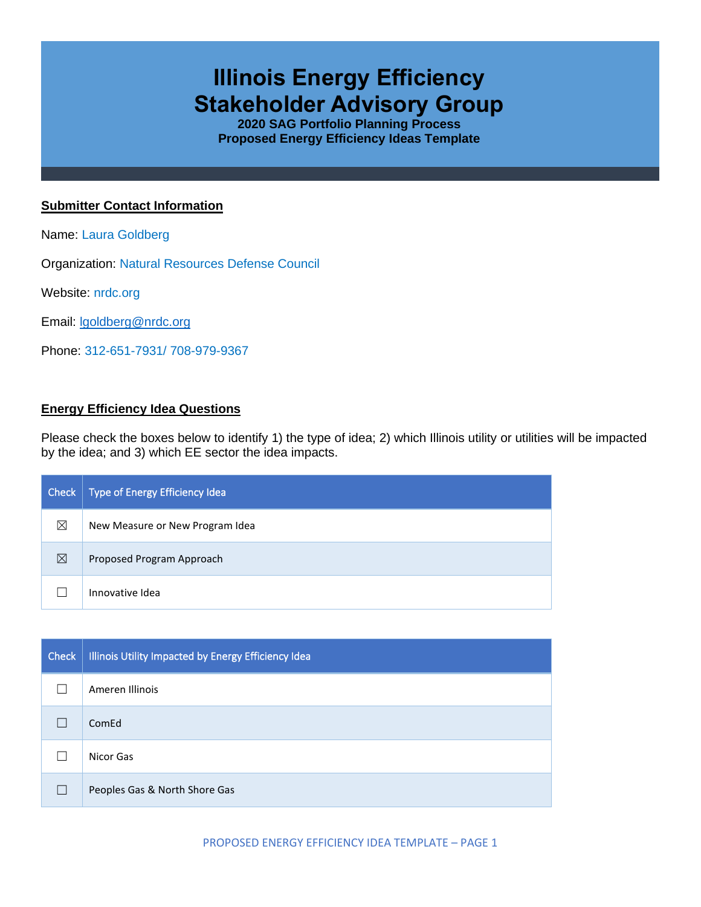# Illinois Energy Efficiency Stakeholder Advisory Group

**2020 SAG Portfolio Planning Process**
**Proposed Energy Efficiency Ideas Template**

## Submitter Contact Information

Name: Laura Goldberg

Organization: Natural Resources Defense Council

Website: nrdc.org

Email: lgoldberg@nrdc.org

Phone: 312-651-7931/ 708-979-9367

## Energy Efficiency Idea Questions

Please check the boxes below to identify 1) the type of idea; 2) which Illinois utility or utilities will be impacted by the idea; and 3) which EE sector the idea impacts.

| Check | Type of Energy Efficiency Idea |
|---|---|
| ☒ | New Measure or New Program Idea |
| ☒ | Proposed Program Approach |
| ☐ | Innovative Idea |

| Check | Illinois Utility Impacted by Energy Efficiency Idea |
|---|---|
| ☐ | Ameren Illinois |
| ☐ | ComEd |
| ☐ | Nicor Gas |
| ☐ | Peoples Gas & North Shore Gas |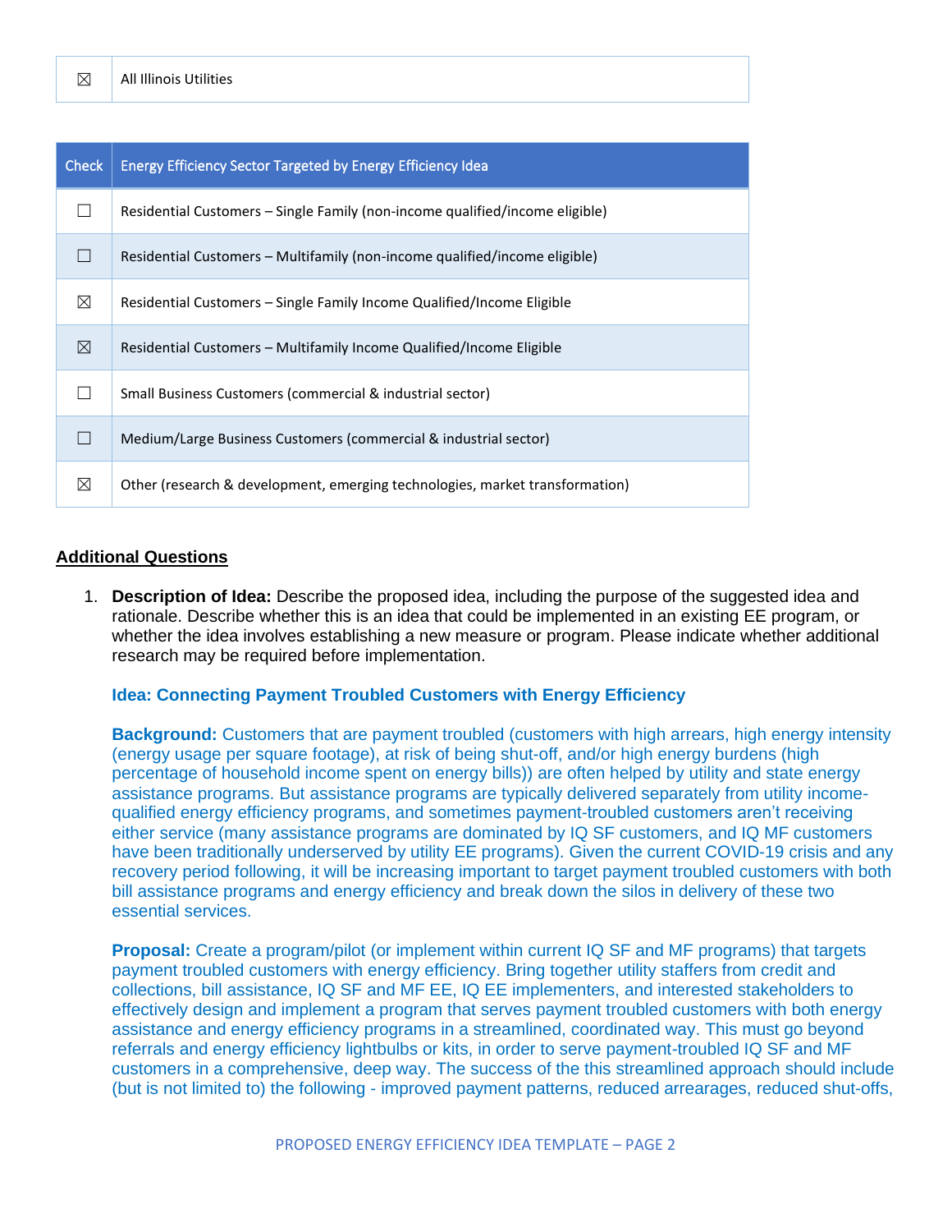| ☒ | All Illinois Utilities |
|---|---|

| Check | Energy Efficiency Sector Targeted by Energy Efficiency Idea |
|---|---|
| ☐ | Residential Customers – Single Family (non-income qualified/income eligible) |
| ☐ | Residential Customers – Multifamily (non-income qualified/income eligible) |
| ☒ | Residential Customers – Single Family Income Qualified/Income Eligible |
| ☒ | Residential Customers – Multifamily Income Qualified/Income Eligible |
| ☐ | Small Business Customers (commercial & industrial sector) |
| ☐ | Medium/Large Business Customers (commercial & industrial sector) |
| ☒ | Other (research & development, emerging technologies, market transformation) |

## Additional Questions

1. **Description of Idea:** Describe the proposed idea, including the purpose of the suggested idea and rationale. Describe whether this is an idea that could be implemented in an existing EE program, or whether the idea involves establishing a new measure or program. Please indicate whether additional research may be required before implementation.

   **Idea: Connecting Payment Troubled Customers with Energy Efficiency**

   **Background:** Customers that are payment troubled (customers with high arrears, high energy intensity (energy usage per square footage), at risk of being shut-off, and/or high energy burdens (high percentage of household income spent on energy bills)) are often helped by utility and state energy assistance programs. But assistance programs are typically delivered separately from utility income-qualified energy efficiency programs, and sometimes payment-troubled customers aren't receiving either service (many assistance programs are dominated by IQ SF customers, and IQ MF customers have been traditionally underserved by utility EE programs). Given the current COVID-19 crisis and any recovery period following, it will be increasing important to target payment troubled customers with both bill assistance programs and energy efficiency and break down the silos in delivery of these two essential services.

   **Proposal:** Create a program/pilot (or implement within current IQ SF and MF programs) that targets payment troubled customers with energy efficiency. Bring together utility staffers from credit and collections, bill assistance, IQ SF and MF EE, IQ EE implementers, and interested stakeholders to effectively design and implement a program that serves payment troubled customers with both energy assistance and energy efficiency programs in a streamlined, coordinated way. This must go beyond referrals and energy efficiency lightbulbs or kits, in order to serve payment-troubled IQ SF and MF customers in a comprehensive, deep way. The success of the this streamlined approach should include (but is not limited to) the following - improved payment patterns, reduced arrearages, reduced shut-offs,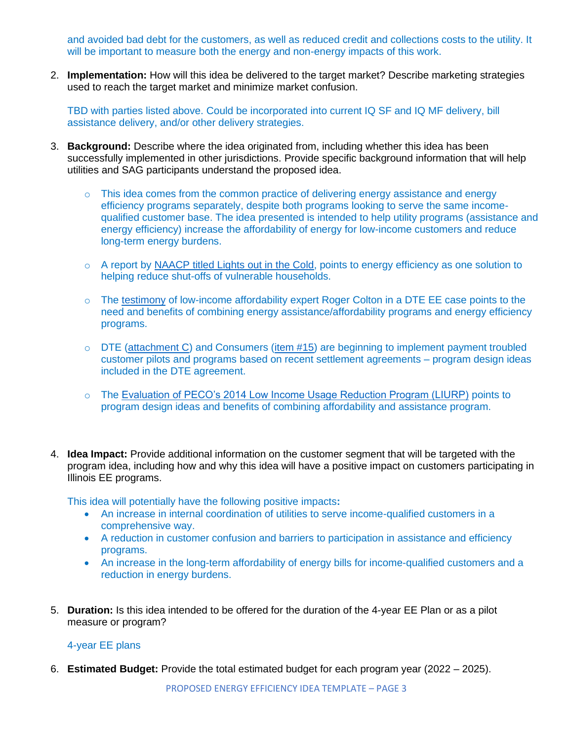and avoided bad debt for the customers, as well as reduced credit and collections costs to the utility. It will be important to measure both the energy and non-energy impacts of this work.

2. **Implementation:** How will this idea be delivered to the target market? Describe marketing strategies used to reach the target market and minimize market confusion.

   TBD with parties listed above. Could be incorporated into current IQ SF and IQ MF delivery, bill assistance delivery, and/or other delivery strategies.

3. **Background:** Describe where the idea originated from, including whether this idea has been successfully implemented in other jurisdictions. Provide specific background information that will help utilities and SAG participants understand the proposed idea.

   - This idea comes from the common practice of delivering energy assistance and energy efficiency programs separately, despite both programs looking to serve the same income-qualified customer base. The idea presented is intended to help utility programs (assistance and energy efficiency) increase the affordability of energy for low-income customers and reduce long-term energy burdens.

   - A report by NAACP titled Lights out in the Cold, points to energy efficiency as one solution to helping reduce shut-offs of vulnerable households.

   - The testimony of low-income affordability expert Roger Colton in a DTE EE case points to the need and benefits of combining energy assistance/affordability programs and energy efficiency programs.

   - DTE (attachment C) and Consumers (item #15) are beginning to implement payment troubled customer pilots and programs based on recent settlement agreements – program design ideas included in the DTE agreement.

   - The Evaluation of PECO's 2014 Low Income Usage Reduction Program (LIURP) points to program design ideas and benefits of combining affordability and assistance program.

4. **Idea Impact:** Provide additional information on the customer segment that will be targeted with the program idea, including how and why this idea will have a positive impact on customers participating in Illinois EE programs.

   This idea will potentially have the following positive impacts**:**
   - An increase in internal coordination of utilities to serve income-qualified customers in a comprehensive way.
   - A reduction in customer confusion and barriers to participation in assistance and efficiency programs.
   - An increase in the long-term affordability of energy bills for income-qualified customers and a reduction in energy burdens.

5. **Duration:** Is this idea intended to be offered for the duration of the 4-year EE Plan or as a pilot measure or program?

   4-year EE plans

6. **Estimated Budget:** Provide the total estimated budget for each program year (2022 – 2025).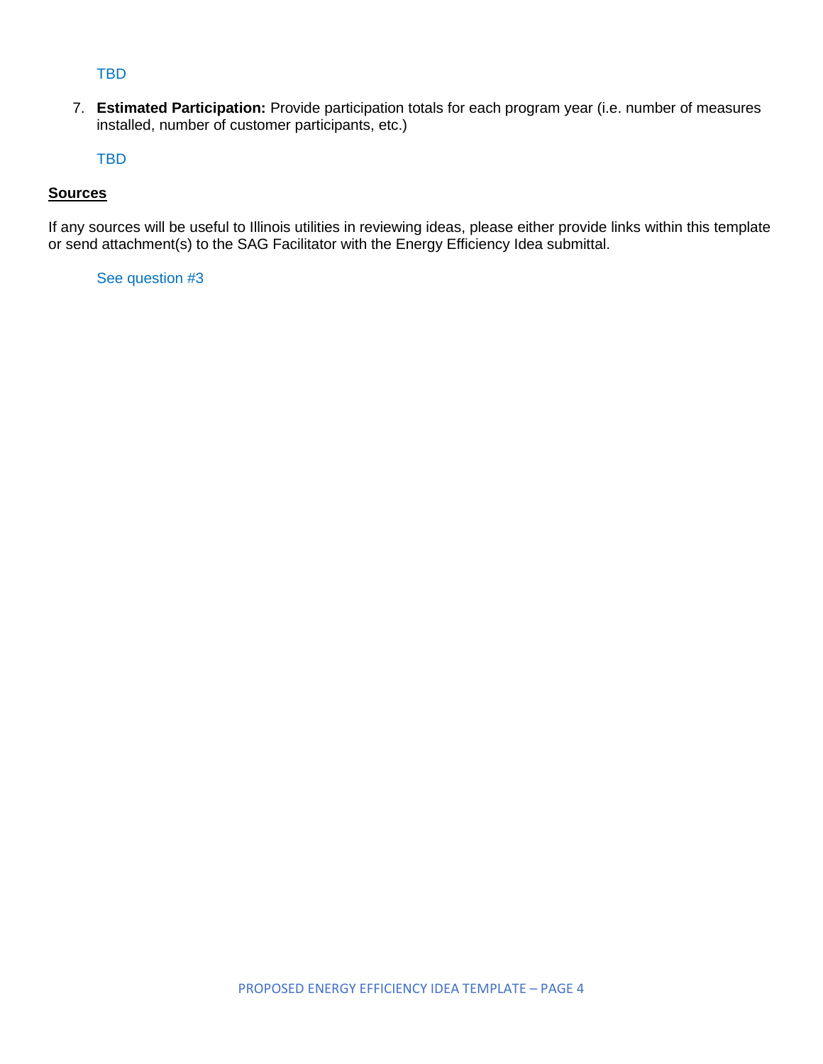TBD

7. **Estimated Participation:** Provide participation totals for each program year (i.e. number of measures installed, number of customer participants, etc.)

   TBD

**Sources**

If any sources will be useful to Illinois utilities in reviewing ideas, please either provide links within this template or send attachment(s) to the SAG Facilitator with the Energy Efficiency Idea submittal.

See question #3